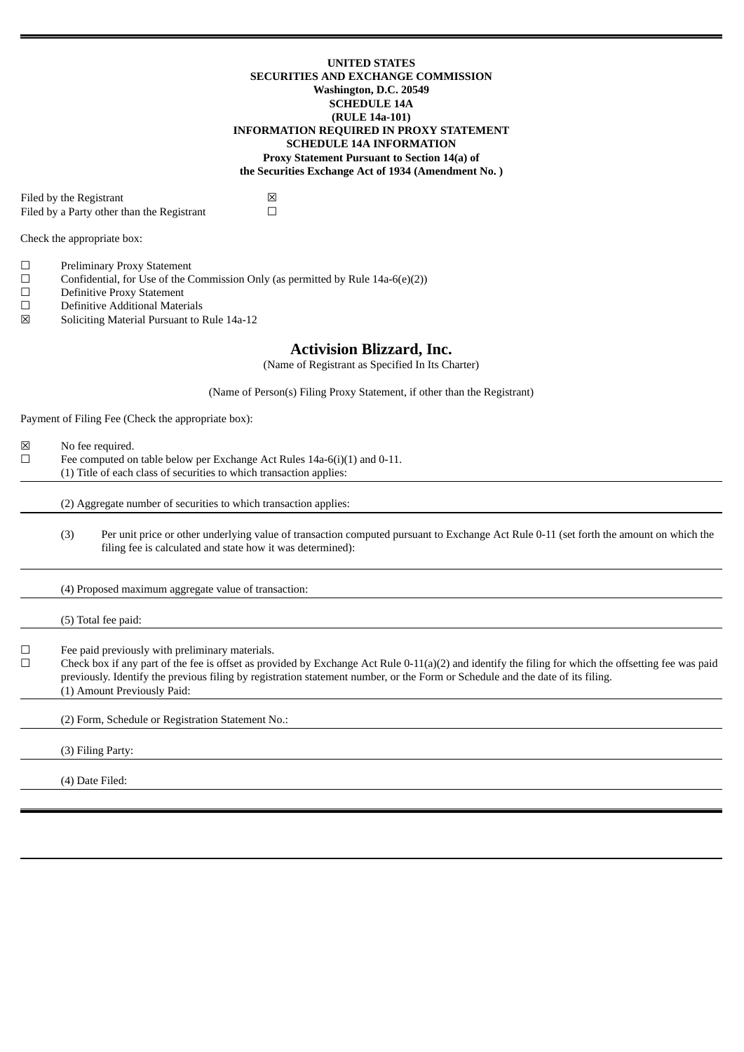**UNITED STATES**
**SECURITIES AND EXCHANGE COMMISSION**
**Washington, D.C. 20549**
**SCHEDULE 14A**
**(RULE 14a-101)**
**INFORMATION REQUIRED IN PROXY STATEMENT**
**SCHEDULE 14A INFORMATION**
**Proxy Statement Pursuant to Section 14(a) of**
**the Securities Exchange Act of 1934 (Amendment No. )**

Filed by the Registrant ☒
Filed by a Party other than the Registrant ☐

Check the appropriate box:

☐ Preliminary Proxy Statement
☐ Confidential, for Use of the Commission Only (as permitted by Rule 14a-6(e)(2))
☐ Definitive Proxy Statement
☐ Definitive Additional Materials
☒ Soliciting Material Pursuant to Rule 14a-12

## Activision Blizzard, Inc.

(Name of Registrant as Specified In Its Charter)

(Name of Person(s) Filing Proxy Statement, if other than the Registrant)

Payment of Filing Fee (Check the appropriate box):

☒ No fee required.
☐ Fee computed on table below per Exchange Act Rules 14a-6(i)(1) and 0-11.

(1) Title of each class of securities to which transaction applies:

(2) Aggregate number of securities to which transaction applies:

(3) Per unit price or other underlying value of transaction computed pursuant to Exchange Act Rule 0-11 (set forth the amount on which the filing fee is calculated and state how it was determined):

(4) Proposed maximum aggregate value of transaction:

(5) Total fee paid:

☐ Fee paid previously with preliminary materials.
☐ Check box if any part of the fee is offset as provided by Exchange Act Rule 0-11(a)(2) and identify the filing for which the offsetting fee was paid previously. Identify the previous filing by registration statement number, or the Form or Schedule and the date of its filing.

(1) Amount Previously Paid:

(2) Form, Schedule or Registration Statement No.:

(3) Filing Party:

(4) Date Filed: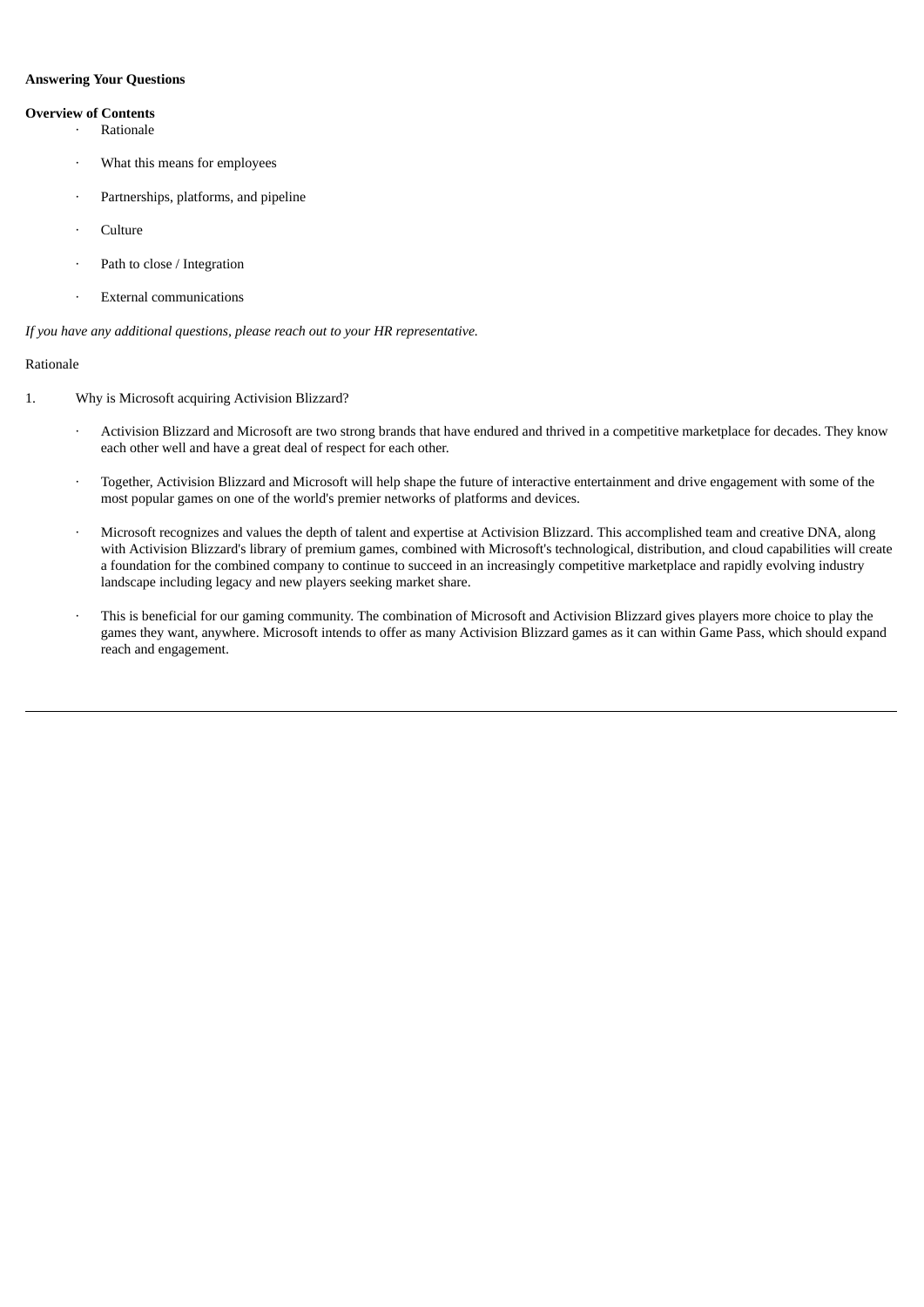**Answering Your Questions**

**Overview of Contents**

- Rationale
- What this means for employees
- Partnerships, platforms, and pipeline
- Culture
- Path to close / Integration
- External communications

*If you have any additional questions, please reach out to your HR representative.*

Rationale

1. Why is Microsoft acquiring Activision Blizzard?

   - Activision Blizzard and Microsoft are two strong brands that have endured and thrived in a competitive marketplace for decades. They know each other well and have a great deal of respect for each other.
   - Together, Activision Blizzard and Microsoft will help shape the future of interactive entertainment and drive engagement with some of the most popular games on one of the world's premier networks of platforms and devices.
   - Microsoft recognizes and values the depth of talent and expertise at Activision Blizzard. This accomplished team and creative DNA, along with Activision Blizzard's library of premium games, combined with Microsoft's technological, distribution, and cloud capabilities will create a foundation for the combined company to continue to succeed in an increasingly competitive marketplace and rapidly evolving industry landscape including legacy and new players seeking market share.
   - This is beneficial for our gaming community. The combination of Microsoft and Activision Blizzard gives players more choice to play the games they want, anywhere. Microsoft intends to offer as many Activision Blizzard games as it can within Game Pass, which should expand reach and engagement.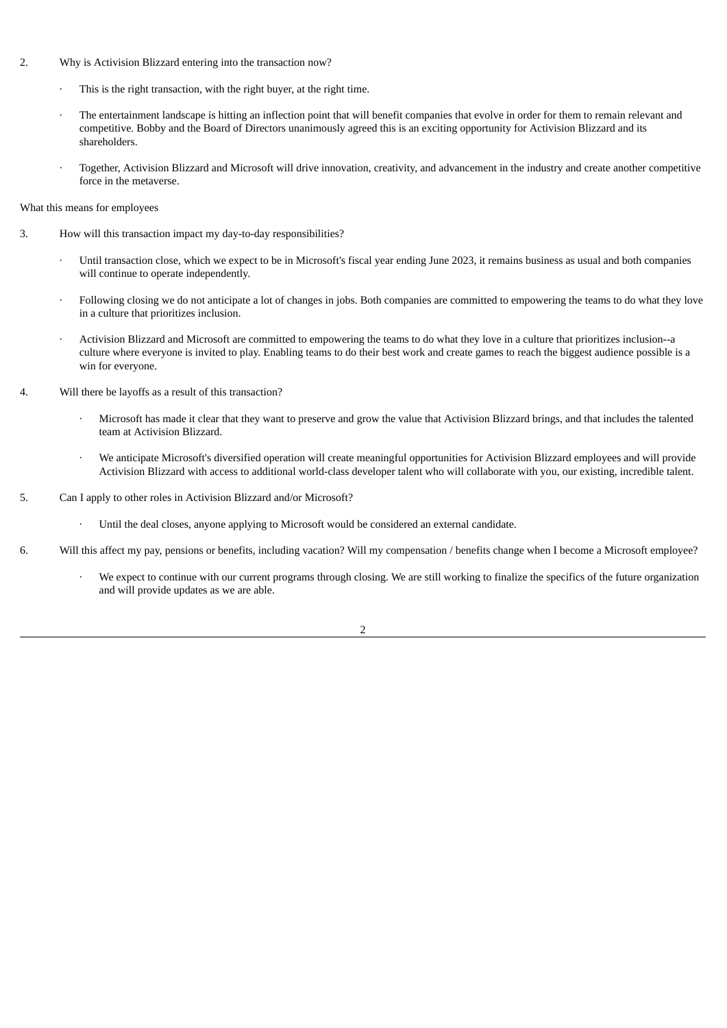2. Why is Activision Blizzard entering into the transaction now?

    - This is the right transaction, with the right buyer, at the right time.

    - The entertainment landscape is hitting an inflection point that will benefit companies that evolve in order for them to remain relevant and competitive. Bobby and the Board of Directors unanimously agreed this is an exciting opportunity for Activision Blizzard and its shareholders.

    - Together, Activision Blizzard and Microsoft will drive innovation, creativity, and advancement in the industry and create another competitive force in the metaverse.

What this means for employees

3. How will this transaction impact my day-to-day responsibilities?

    - Until transaction close, which we expect to be in Microsoft's fiscal year ending June 2023, it remains business as usual and both companies will continue to operate independently.

    - Following closing we do not anticipate a lot of changes in jobs. Both companies are committed to empowering the teams to do what they love in a culture that prioritizes inclusion.

    - Activision Blizzard and Microsoft are committed to empowering the teams to do what they love in a culture that prioritizes inclusion--a culture where everyone is invited to play. Enabling teams to do their best work and create games to reach the biggest audience possible is a win for everyone.

4. Will there be layoffs as a result of this transaction?

    - Microsoft has made it clear that they want to preserve and grow the value that Activision Blizzard brings, and that includes the talented team at Activision Blizzard.

    - We anticipate Microsoft's diversified operation will create meaningful opportunities for Activision Blizzard employees and will provide Activision Blizzard with access to additional world-class developer talent who will collaborate with you, our existing, incredible talent.

5. Can I apply to other roles in Activision Blizzard and/or Microsoft?

    - Until the deal closes, anyone applying to Microsoft would be considered an external candidate.

6. Will this affect my pay, pensions or benefits, including vacation? Will my compensation / benefits change when I become a Microsoft employee?

    - We expect to continue with our current programs through closing. We are still working to finalize the specifics of the future organization and will provide updates as we are able.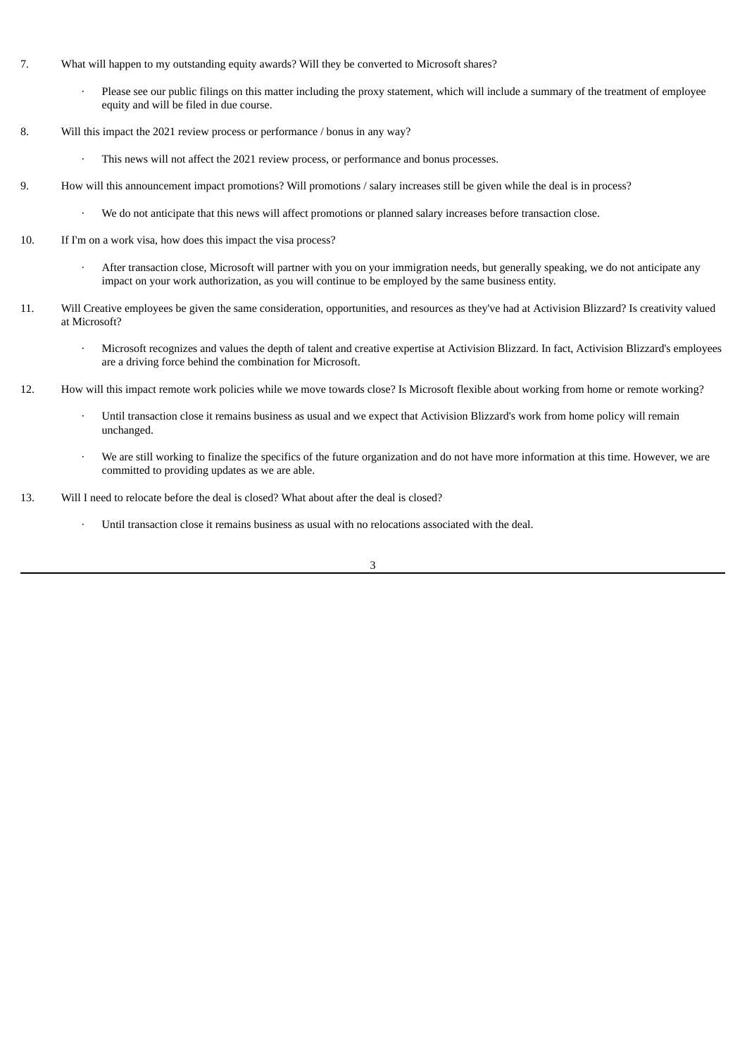7. What will happen to my outstanding equity awards? Will they be converted to Microsoft shares?

    - Please see our public filings on this matter including the proxy statement, which will include a summary of the treatment of employee equity and will be filed in due course.

8. Will this impact the 2021 review process or performance / bonus in any way?

    - This news will not affect the 2021 review process, or performance and bonus processes.

9. How will this announcement impact promotions? Will promotions / salary increases still be given while the deal is in process?

    - We do not anticipate that this news will affect promotions or planned salary increases before transaction close.

10. If I'm on a work visa, how does this impact the visa process?

    - After transaction close, Microsoft will partner with you on your immigration needs, but generally speaking, we do not anticipate any impact on your work authorization, as you will continue to be employed by the same business entity.

11. Will Creative employees be given the same consideration, opportunities, and resources as they've had at Activision Blizzard? Is creativity valued at Microsoft?

    - Microsoft recognizes and values the depth of talent and creative expertise at Activision Blizzard. In fact, Activision Blizzard's employees are a driving force behind the combination for Microsoft.

12. How will this impact remote work policies while we move towards close? Is Microsoft flexible about working from home or remote working?

    - Until transaction close it remains business as usual and we expect that Activision Blizzard's work from home policy will remain unchanged.
    - We are still working to finalize the specifics of the future organization and do not have more information at this time. However, we are committed to providing updates as we are able.

13. Will I need to relocate before the deal is closed? What about after the deal is closed?

    - Until transaction close it remains business as usual with no relocations associated with the deal.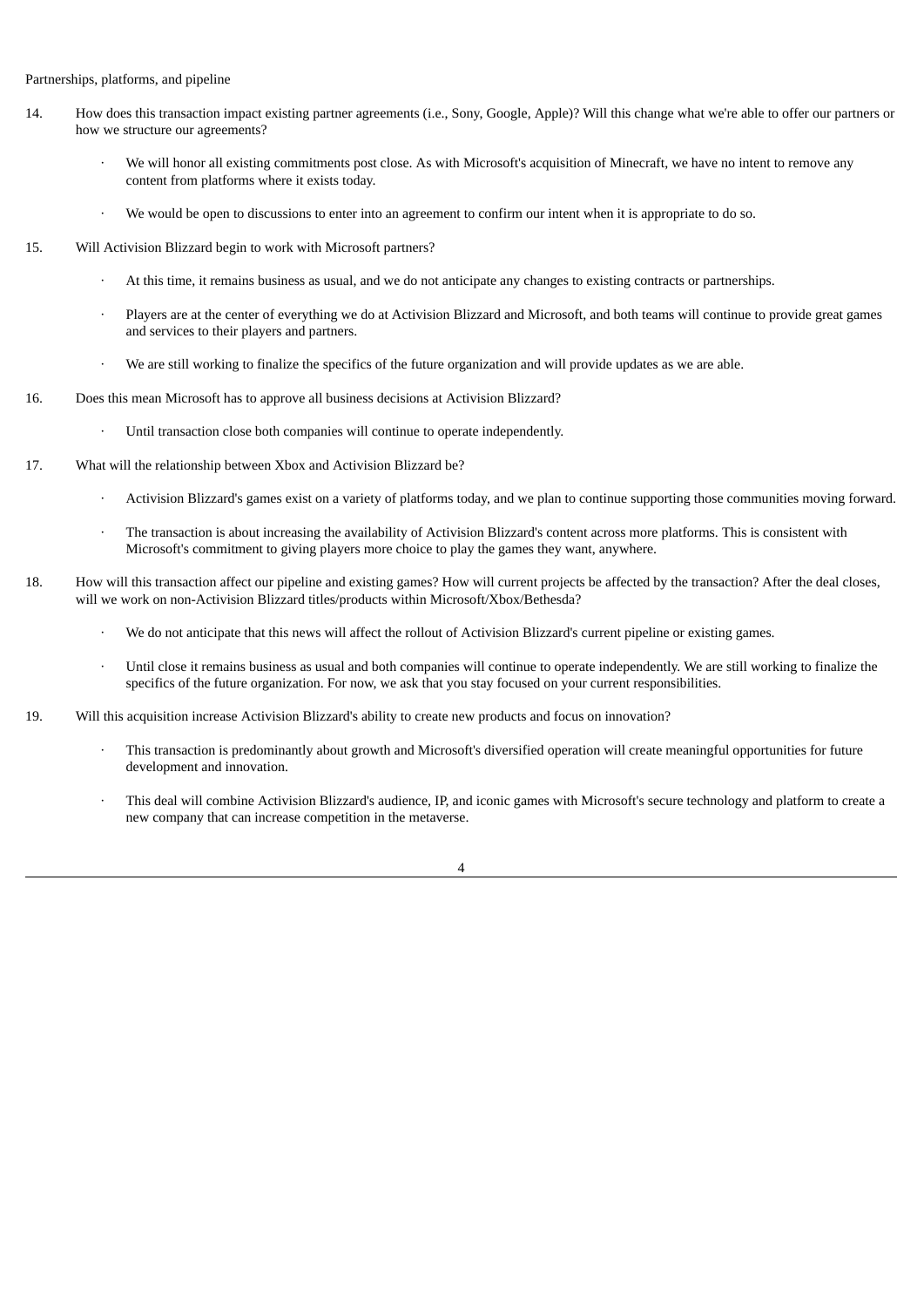Partnerships, platforms, and pipeline

14. How does this transaction impact existing partner agreements (i.e., Sony, Google, Apple)? Will this change what we're able to offer our partners or how we structure our agreements?

    - We will honor all existing commitments post close. As with Microsoft's acquisition of Minecraft, we have no intent to remove any content from platforms where it exists today.
    - We would be open to discussions to enter into an agreement to confirm our intent when it is appropriate to do so.

15. Will Activision Blizzard begin to work with Microsoft partners?

    - At this time, it remains business as usual, and we do not anticipate any changes to existing contracts or partnerships.
    - Players are at the center of everything we do at Activision Blizzard and Microsoft, and both teams will continue to provide great games and services to their players and partners.
    - We are still working to finalize the specifics of the future organization and will provide updates as we are able.

16. Does this mean Microsoft has to approve all business decisions at Activision Blizzard?

    - Until transaction close both companies will continue to operate independently.

17. What will the relationship between Xbox and Activision Blizzard be?

    - Activision Blizzard's games exist on a variety of platforms today, and we plan to continue supporting those communities moving forward.
    - The transaction is about increasing the availability of Activision Blizzard's content across more platforms. This is consistent with Microsoft's commitment to giving players more choice to play the games they want, anywhere.

18. How will this transaction affect our pipeline and existing games? How will current projects be affected by the transaction? After the deal closes, will we work on non-Activision Blizzard titles/products within Microsoft/Xbox/Bethesda?

    - We do not anticipate that this news will affect the rollout of Activision Blizzard's current pipeline or existing games.
    - Until close it remains business as usual and both companies will continue to operate independently. We are still working to finalize the specifics of the future organization. For now, we ask that you stay focused on your current responsibilities.

19. Will this acquisition increase Activision Blizzard's ability to create new products and focus on innovation?

    - This transaction is predominantly about growth and Microsoft's diversified operation will create meaningful opportunities for future development and innovation.
    - This deal will combine Activision Blizzard's audience, IP, and iconic games with Microsoft's secure technology and platform to create a new company that can increase competition in the metaverse.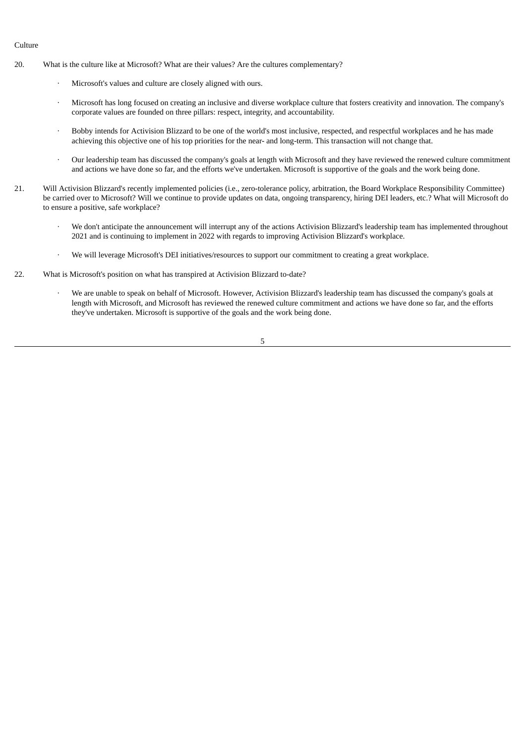Culture

20. What is the culture like at Microsoft? What are their values? Are the cultures complementary?

    - Microsoft's values and culture are closely aligned with ours.

    - Microsoft has long focused on creating an inclusive and diverse workplace culture that fosters creativity and innovation. The company's corporate values are founded on three pillars: respect, integrity, and accountability.

    - Bobby intends for Activision Blizzard to be one of the world's most inclusive, respected, and respectful workplaces and he has made achieving this objective one of his top priorities for the near- and long-term. This transaction will not change that.

    - Our leadership team has discussed the company's goals at length with Microsoft and they have reviewed the renewed culture commitment and actions we have done so far, and the efforts we've undertaken. Microsoft is supportive of the goals and the work being done.

21. Will Activision Blizzard's recently implemented policies (i.e., zero-tolerance policy, arbitration, the Board Workplace Responsibility Committee) be carried over to Microsoft? Will we continue to provide updates on data, ongoing transparency, hiring DEI leaders, etc.? What will Microsoft do to ensure a positive, safe workplace?

    - We don't anticipate the announcement will interrupt any of the actions Activision Blizzard's leadership team has implemented throughout 2021 and is continuing to implement in 2022 with regards to improving Activision Blizzard's workplace.

    - We will leverage Microsoft's DEI initiatives/resources to support our commitment to creating a great workplace.

22. What is Microsoft's position on what has transpired at Activision Blizzard to-date?

    - We are unable to speak on behalf of Microsoft. However, Activision Blizzard's leadership team has discussed the company's goals at length with Microsoft, and Microsoft has reviewed the renewed culture commitment and actions we have done so far, and the efforts they've undertaken. Microsoft is supportive of the goals and the work being done.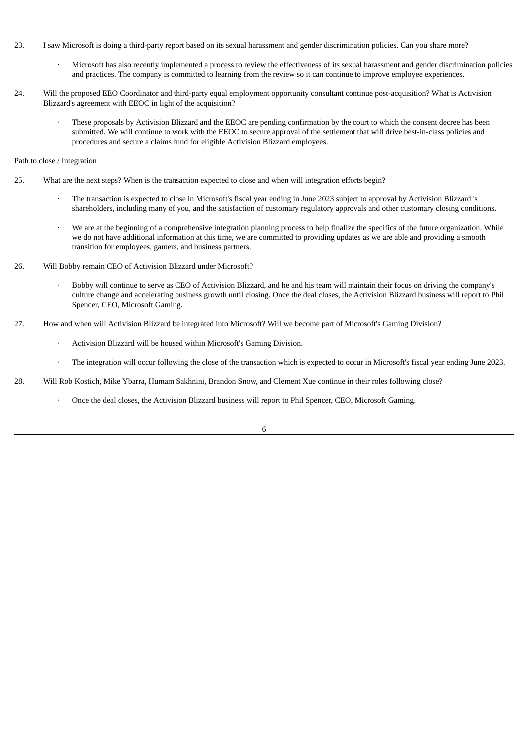23. I saw Microsoft is doing a third-party report based on its sexual harassment and gender discrimination policies. Can you share more?

    - Microsoft has also recently implemented a process to review the effectiveness of its sexual harassment and gender discrimination policies and practices. The company is committed to learning from the review so it can continue to improve employee experiences.

24. Will the proposed EEO Coordinator and third-party equal employment opportunity consultant continue post-acquisition? What is Activision Blizzard's agreement with EEOC in light of the acquisition?

    - These proposals by Activision Blizzard and the EEOC are pending confirmation by the court to which the consent decree has been submitted. We will continue to work with the EEOC to secure approval of the settlement that will drive best-in-class policies and procedures and secure a claims fund for eligible Activision Blizzard employees.

Path to close / Integration

25. What are the next steps? When is the transaction expected to close and when will integration efforts begin?

    - The transaction is expected to close in Microsoft's fiscal year ending in June 2023 subject to approval by Activision Blizzard 's shareholders, including many of you, and the satisfaction of customary regulatory approvals and other customary closing conditions.

    - We are at the beginning of a comprehensive integration planning process to help finalize the specifics of the future organization. While we do not have additional information at this time, we are committed to providing updates as we are able and providing a smooth transition for employees, gamers, and business partners.

26. Will Bobby remain CEO of Activision Blizzard under Microsoft?

    - Bobby will continue to serve as CEO of Activision Blizzard, and he and his team will maintain their focus on driving the company's culture change and accelerating business growth until closing. Once the deal closes, the Activision Blizzard business will report to Phil Spencer, CEO, Microsoft Gaming.

27. How and when will Activision Blizzard be integrated into Microsoft? Will we become part of Microsoft's Gaming Division?

    - Activision Blizzard will be housed within Microsoft's Gaming Division.

    - The integration will occur following the close of the transaction which is expected to occur in Microsoft's fiscal year ending June 2023.

28. Will Rob Kostich, Mike Ybarra, Humam Sakhnini, Brandon Snow, and Clement Xue continue in their roles following close?

    - Once the deal closes, the Activision Blizzard business will report to Phil Spencer, CEO, Microsoft Gaming.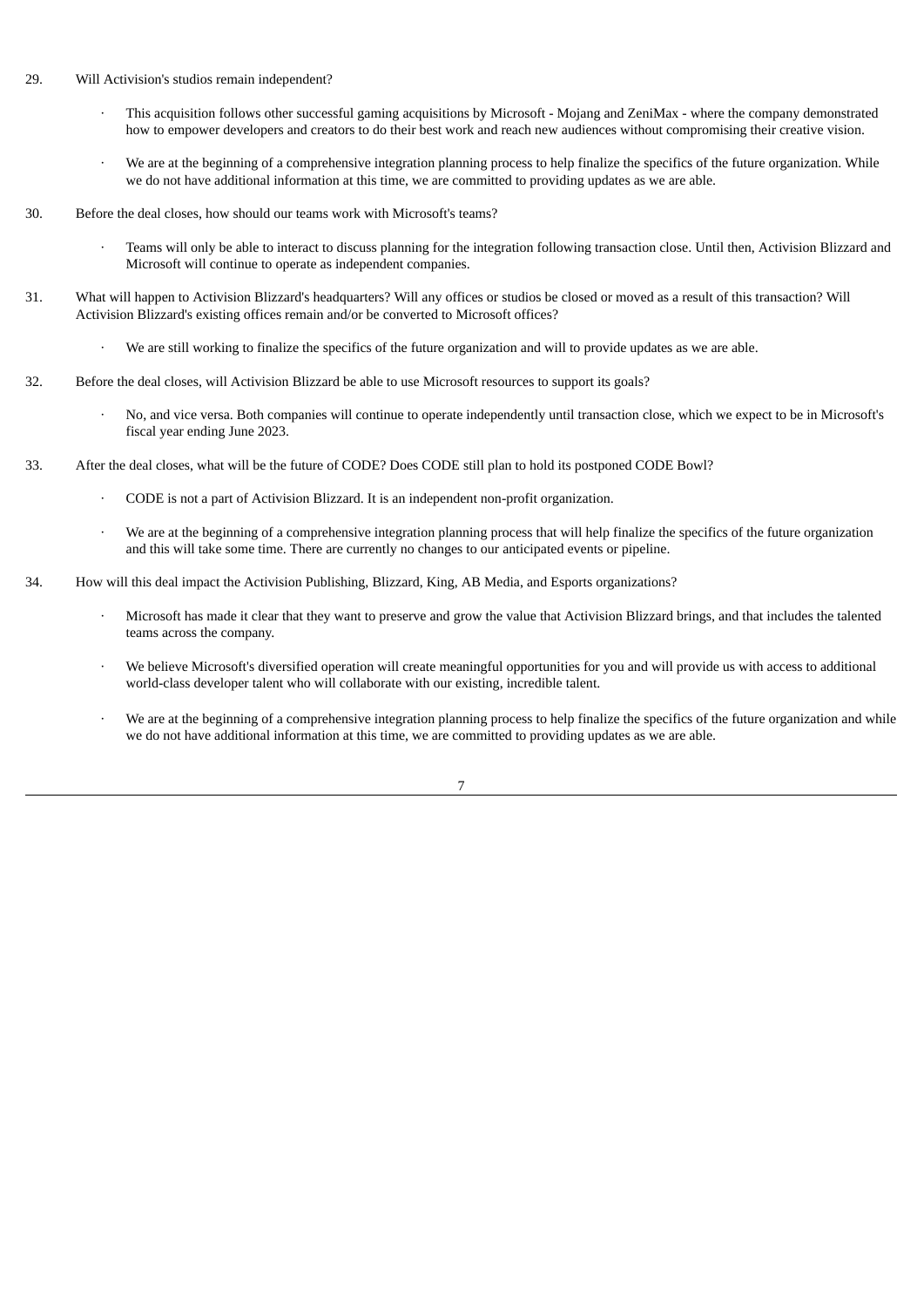29. Will Activision's studios remain independent?

    - This acquisition follows other successful gaming acquisitions by Microsoft - Mojang and ZeniMax - where the company demonstrated how to empower developers and creators to do their best work and reach new audiences without compromising their creative vision.
    - We are at the beginning of a comprehensive integration planning process to help finalize the specifics of the future organization. While we do not have additional information at this time, we are committed to providing updates as we are able.

30. Before the deal closes, how should our teams work with Microsoft's teams?

    - Teams will only be able to interact to discuss planning for the integration following transaction close. Until then, Activision Blizzard and Microsoft will continue to operate as independent companies.

31. What will happen to Activision Blizzard's headquarters? Will any offices or studios be closed or moved as a result of this transaction? Will Activision Blizzard's existing offices remain and/or be converted to Microsoft offices?

    - We are still working to finalize the specifics of the future organization and will to provide updates as we are able.

32. Before the deal closes, will Activision Blizzard be able to use Microsoft resources to support its goals?

    - No, and vice versa. Both companies will continue to operate independently until transaction close, which we expect to be in Microsoft's fiscal year ending June 2023.

33. After the deal closes, what will be the future of CODE? Does CODE still plan to hold its postponed CODE Bowl?

    - CODE is not a part of Activision Blizzard. It is an independent non-profit organization.
    - We are at the beginning of a comprehensive integration planning process that will help finalize the specifics of the future organization and this will take some time. There are currently no changes to our anticipated events or pipeline.

34. How will this deal impact the Activision Publishing, Blizzard, King, AB Media, and Esports organizations?

    - Microsoft has made it clear that they want to preserve and grow the value that Activision Blizzard brings, and that includes the talented teams across the company.
    - We believe Microsoft's diversified operation will create meaningful opportunities for you and will provide us with access to additional world-class developer talent who will collaborate with our existing, incredible talent.
    - We are at the beginning of a comprehensive integration planning process to help finalize the specifics of the future organization and while we do not have additional information at this time, we are committed to providing updates as we are able.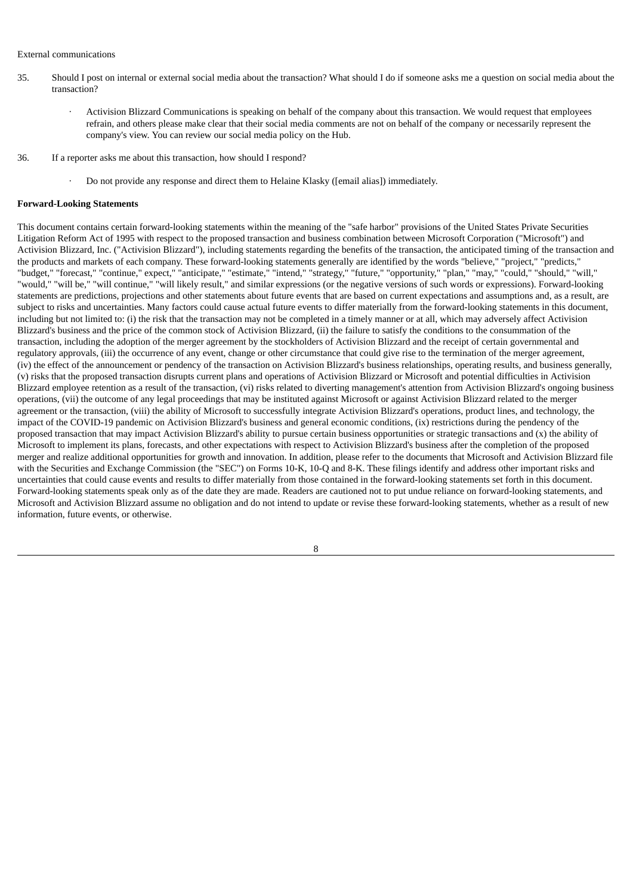External communications

35. Should I post on internal or external social media about the transaction? What should I do if someone asks me a question on social media about the transaction?

    · Activision Blizzard Communications is speaking on behalf of the company about this transaction. We would request that employees refrain, and others please make clear that their social media comments are not on behalf of the company or necessarily represent the company's view. You can review our social media policy on the Hub.

36. If a reporter asks me about this transaction, how should I respond?

    · Do not provide any response and direct them to Helaine Klasky ([email alias]) immediately.

**Forward-Looking Statements**

This document contains certain forward-looking statements within the meaning of the "safe harbor" provisions of the United States Private Securities Litigation Reform Act of 1995 with respect to the proposed transaction and business combination between Microsoft Corporation ("Microsoft") and Activision Blizzard, Inc. ("Activision Blizzard"), including statements regarding the benefits of the transaction, the anticipated timing of the transaction and the products and markets of each company. These forward-looking statements generally are identified by the words "believe," "project," "predicts," "budget," "forecast," "continue," expect," "anticipate," "estimate," "intend," "strategy," "future," "opportunity," "plan," "may," "could," "should," "will," "would," "will be," "will continue," "will likely result," and similar expressions (or the negative versions of such words or expressions). Forward-looking statements are predictions, projections and other statements about future events that are based on current expectations and assumptions and, as a result, are subject to risks and uncertainties. Many factors could cause actual future events to differ materially from the forward-looking statements in this document, including but not limited to: (i) the risk that the transaction may not be completed in a timely manner or at all, which may adversely affect Activision Blizzard's business and the price of the common stock of Activision Blizzard, (ii) the failure to satisfy the conditions to the consummation of the transaction, including the adoption of the merger agreement by the stockholders of Activision Blizzard and the receipt of certain governmental and regulatory approvals, (iii) the occurrence of any event, change or other circumstance that could give rise to the termination of the merger agreement, (iv) the effect of the announcement or pendency of the transaction on Activision Blizzard's business relationships, operating results, and business generally, (v) risks that the proposed transaction disrupts current plans and operations of Activision Blizzard or Microsoft and potential difficulties in Activision Blizzard employee retention as a result of the transaction, (vi) risks related to diverting management's attention from Activision Blizzard's ongoing business operations, (vii) the outcome of any legal proceedings that may be instituted against Microsoft or against Activision Blizzard related to the merger agreement or the transaction, (viii) the ability of Microsoft to successfully integrate Activision Blizzard's operations, product lines, and technology, the impact of the COVID-19 pandemic on Activision Blizzard's business and general economic conditions, (ix) restrictions during the pendency of the proposed transaction that may impact Activision Blizzard's ability to pursue certain business opportunities or strategic transactions and (x) the ability of Microsoft to implement its plans, forecasts, and other expectations with respect to Activision Blizzard's business after the completion of the proposed merger and realize additional opportunities for growth and innovation. In addition, please refer to the documents that Microsoft and Activision Blizzard file with the Securities and Exchange Commission (the "SEC") on Forms 10-K, 10-Q and 8-K. These filings identify and address other important risks and uncertainties that could cause events and results to differ materially from those contained in the forward-looking statements set forth in this document. Forward-looking statements speak only as of the date they are made. Readers are cautioned not to put undue reliance on forward-looking statements, and Microsoft and Activision Blizzard assume no obligation and do not intend to update or revise these forward-looking statements, whether as a result of new information, future events, or otherwise.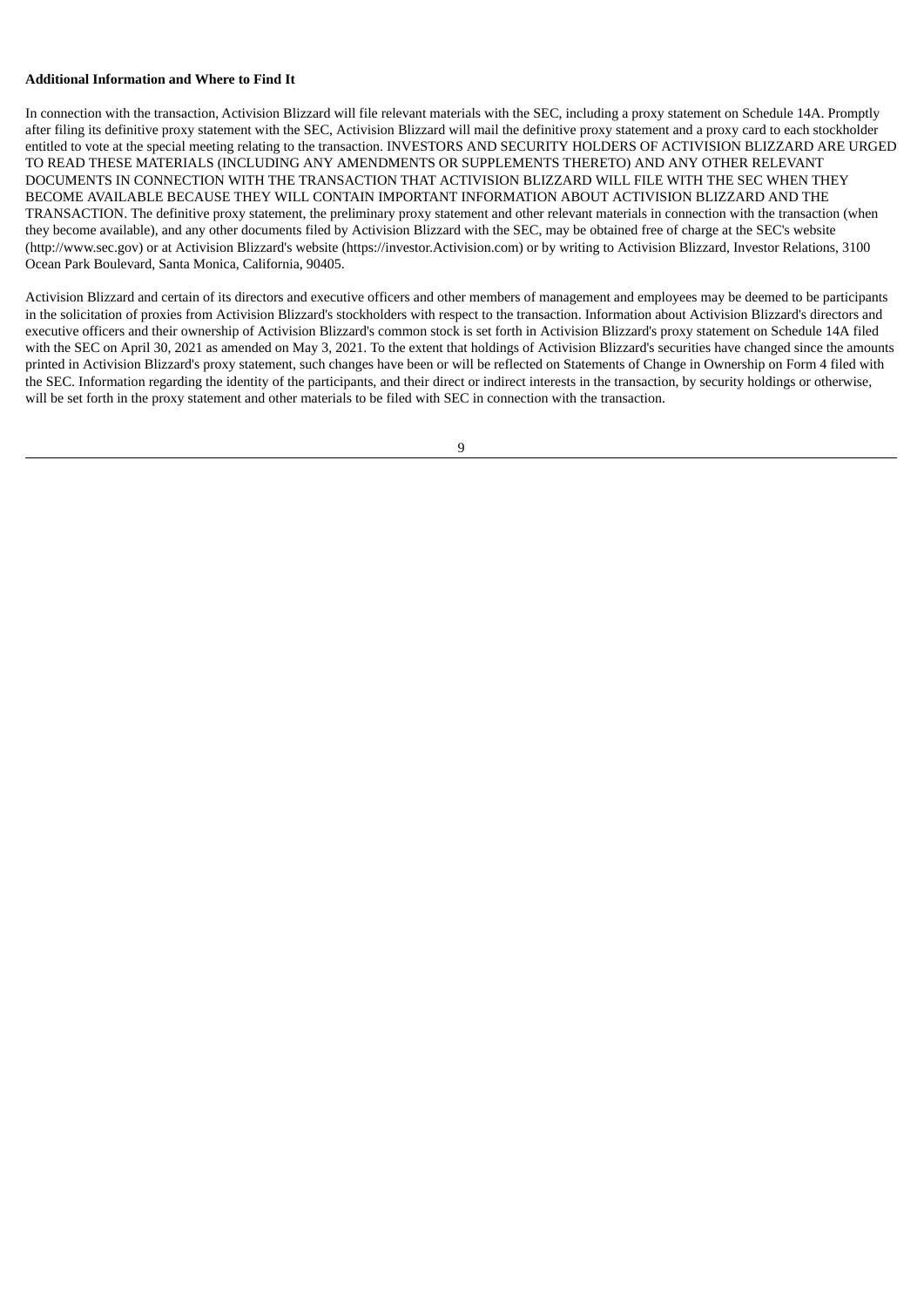**Additional Information and Where to Find It**

In connection with the transaction, Activision Blizzard will file relevant materials with the SEC, including a proxy statement on Schedule 14A. Promptly after filing its definitive proxy statement with the SEC, Activision Blizzard will mail the definitive proxy statement and a proxy card to each stockholder entitled to vote at the special meeting relating to the transaction. INVESTORS AND SECURITY HOLDERS OF ACTIVISION BLIZZARD ARE URGED TO READ THESE MATERIALS (INCLUDING ANY AMENDMENTS OR SUPPLEMENTS THERETO) AND ANY OTHER RELEVANT DOCUMENTS IN CONNECTION WITH THE TRANSACTION THAT ACTIVISION BLIZZARD WILL FILE WITH THE SEC WHEN THEY BECOME AVAILABLE BECAUSE THEY WILL CONTAIN IMPORTANT INFORMATION ABOUT ACTIVISION BLIZZARD AND THE TRANSACTION. The definitive proxy statement, the preliminary proxy statement and other relevant materials in connection with the transaction (when they become available), and any other documents filed by Activision Blizzard with the SEC, may be obtained free of charge at the SEC's website (http://www.sec.gov) or at Activision Blizzard's website (https://investor.Activision.com) or by writing to Activision Blizzard, Investor Relations, 3100 Ocean Park Boulevard, Santa Monica, California, 90405.

Activision Blizzard and certain of its directors and executive officers and other members of management and employees may be deemed to be participants in the solicitation of proxies from Activision Blizzard's stockholders with respect to the transaction. Information about Activision Blizzard's directors and executive officers and their ownership of Activision Blizzard's common stock is set forth in Activision Blizzard's proxy statement on Schedule 14A filed with the SEC on April 30, 2021 as amended on May 3, 2021. To the extent that holdings of Activision Blizzard's securities have changed since the amounts printed in Activision Blizzard's proxy statement, such changes have been or will be reflected on Statements of Change in Ownership on Form 4 filed with the SEC. Information regarding the identity of the participants, and their direct or indirect interests in the transaction, by security holdings or otherwise, will be set forth in the proxy statement and other materials to be filed with SEC in connection with the transaction.